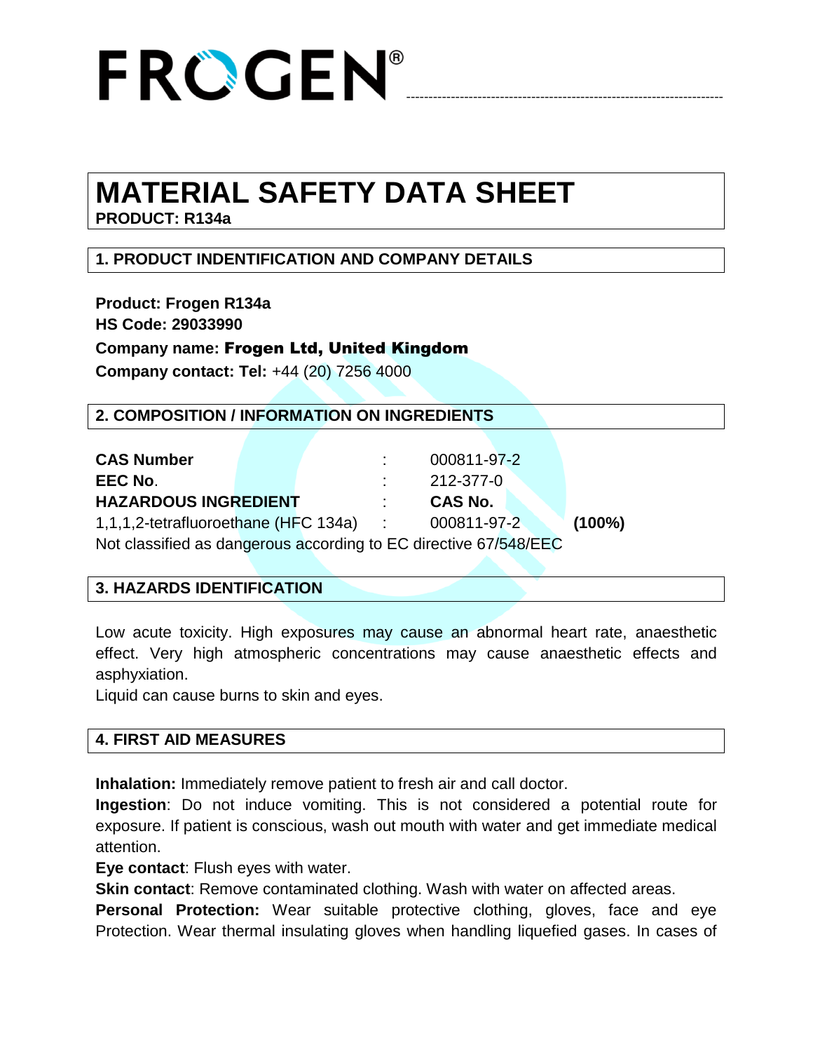# FROGEN®

# MATERIAL SAFETY DATA SHEET

**PRODUCT: R134a**

## 1. PRODUCT INDENTIFICATION AND COMPANY DETAILS

**Product: Frogen R134a**
**HS Code: 29033990**
**Company name: Frogen Ltd, United Kingdom**
**Company contact: Tel:** +44 (20) 7256 4000

## 2. COMPOSITION / INFORMATION ON INGREDIENTS

| | | | |
|---|---|---|---|
| **CAS Number** | : | 000811-97-2 | |
| **EEC No**. | : | 212-377-0 | |
| **HAZARDOUS INGREDIENT** | : | **CAS No.** | |
| 1,1,1,2-tetrafluoroethane (HFC 134a) | : | 000811-97-2 | **(100%)** |

Not classified as dangerous according to EC directive 67/548/EEC

## 3. HAZARDS IDENTIFICATION

Low acute toxicity. High exposures may cause an abnormal heart rate, anaesthetic effect. Very high atmospheric concentrations may cause anaesthetic effects and asphyxiation.
Liquid can cause burns to skin and eyes.

## 4. FIRST AID MEASURES

**Inhalation:** Immediately remove patient to fresh air and call doctor.
**Ingestion**: Do not induce vomiting. This is not considered a potential route for exposure. If patient is conscious, wash out mouth with water and get immediate medical attention.
**Eye contact**: Flush eyes with water.
**Skin contact**: Remove contaminated clothing. Wash with water on affected areas.
**Personal Protection:** Wear suitable protective clothing, gloves, face and eye Protection. Wear thermal insulating gloves when handling liquefied gases. In cases of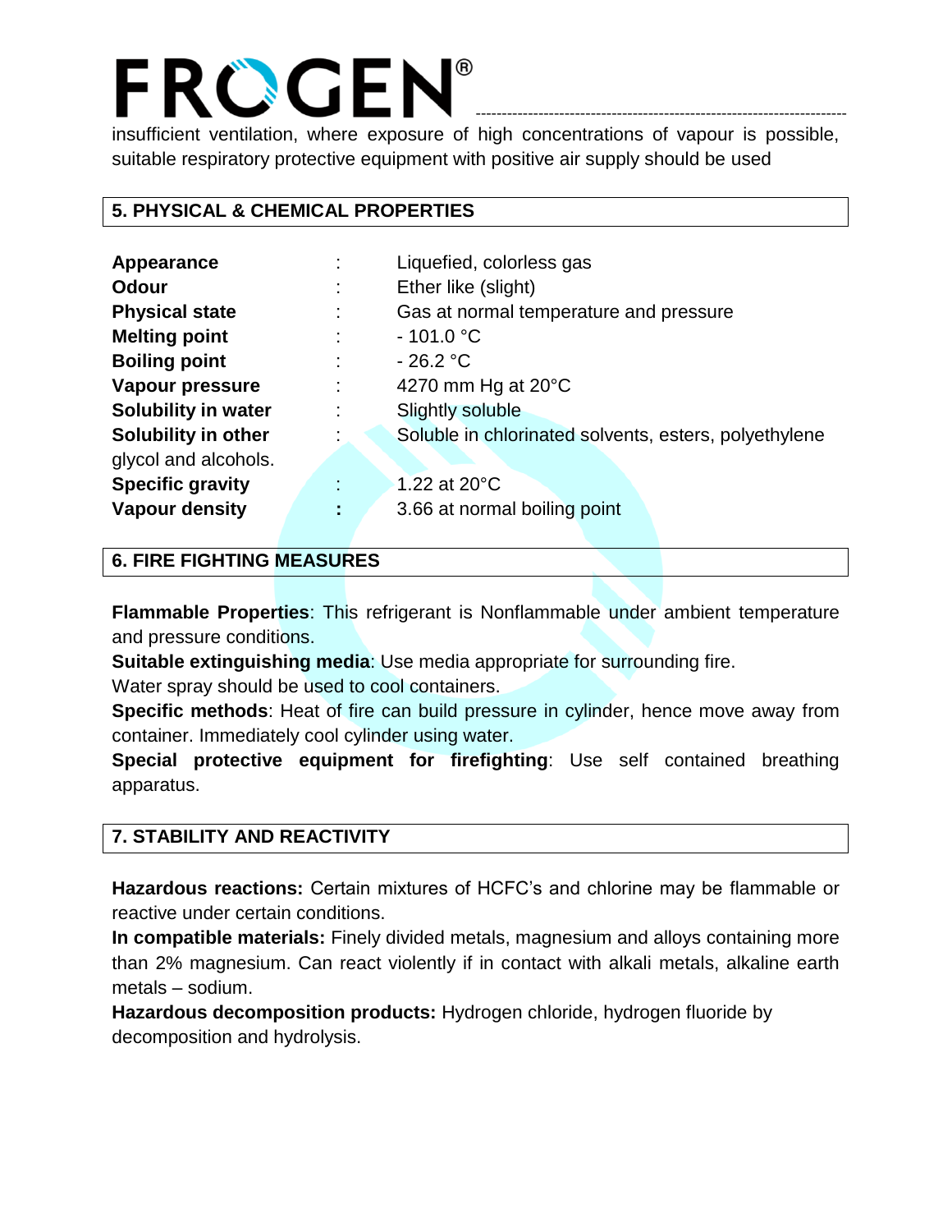insufficient ventilation, where exposure of high concentrations of vapour is possible, suitable respiratory protective equipment with positive air supply should be used

## 5. PHYSICAL & CHEMICAL PROPERTIES

| | | |
|---|---|---|
| **Appearance** | : | Liquefied, colorless gas |
| **Odour** | : | Ether like (slight) |
| **Physical state** | : | Gas at normal temperature and pressure |
| **Melting point** | : | - 101.0 °C |
| **Boiling point** | : | - 26.2 °C |
| **Vapour pressure** | : | 4270 mm Hg at 20°C |
| **Solubility in water** | : | Slightly soluble |
| **Solubility in other** | : | Soluble in chlorinated solvents, esters, polyethylene glycol and alcohols. |
| **Specific gravity** | : | 1.22 at 20°C |
| **Vapour density** | : | 3.66 at normal boiling point |

## 6. FIRE FIGHTING MEASURES

**Flammable Properties**: This refrigerant is Nonflammable under ambient temperature and pressure conditions.

**Suitable extinguishing media**: Use media appropriate for surrounding fire.

Water spray should be used to cool containers.

**Specific methods**: Heat of fire can build pressure in cylinder, hence move away from container. Immediately cool cylinder using water.

**Special protective equipment for firefighting**: Use self contained breathing apparatus.

## 7. STABILITY AND REACTIVITY

**Hazardous reactions:** Certain mixtures of HCFC's and chlorine may be flammable or reactive under certain conditions.

**In compatible materials:** Finely divided metals, magnesium and alloys containing more than 2% magnesium. Can react violently if in contact with alkali metals, alkaline earth metals – sodium.

**Hazardous decomposition products:** Hydrogen chloride, hydrogen fluoride by decomposition and hydrolysis.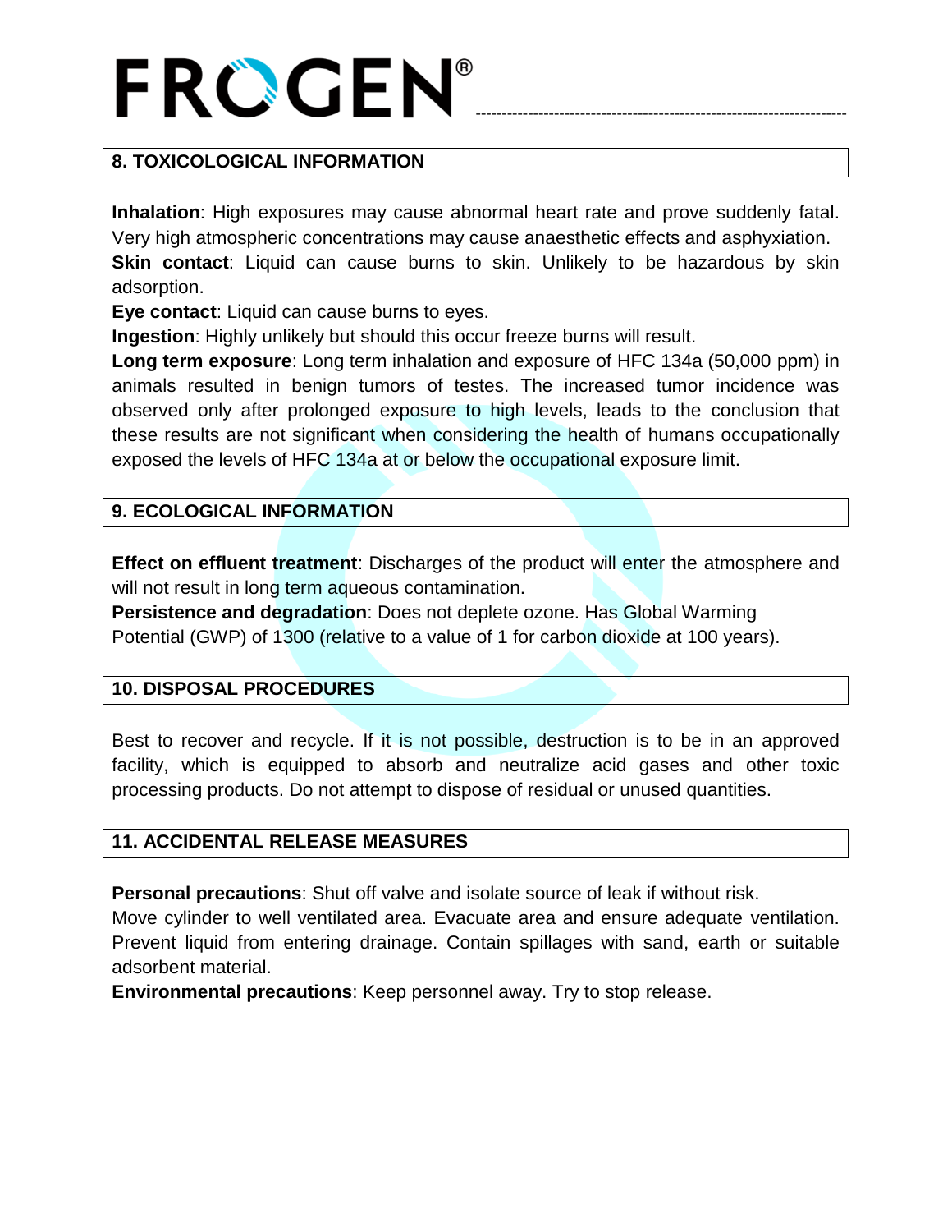## 8. TOXICOLOGICAL INFORMATION

**Inhalation**: High exposures may cause abnormal heart rate and prove suddenly fatal. Very high atmospheric concentrations may cause anaesthetic effects and asphyxiation.
**Skin contact**: Liquid can cause burns to skin. Unlikely to be hazardous by skin adsorption.
**Eye contact**: Liquid can cause burns to eyes.
**Ingestion**: Highly unlikely but should this occur freeze burns will result.
**Long term exposure**: Long term inhalation and exposure of HFC 134a (50,000 ppm) in animals resulted in benign tumors of testes. The increased tumor incidence was observed only after prolonged exposure to high levels, leads to the conclusion that these results are not significant when considering the health of humans occupationally exposed the levels of HFC 134a at or below the occupational exposure limit.

## 9. ECOLOGICAL INFORMATION

**Effect on effluent treatment**: Discharges of the product will enter the atmosphere and will not result in long term aqueous contamination.
**Persistence and degradation**: Does not deplete ozone. Has Global Warming Potential (GWP) of 1300 (relative to a value of 1 for carbon dioxide at 100 years).

## 10. DISPOSAL PROCEDURES

Best to recover and recycle. If it is not possible, destruction is to be in an approved facility, which is equipped to absorb and neutralize acid gases and other toxic processing products. Do not attempt to dispose of residual or unused quantities.

## 11. ACCIDENTAL RELEASE MEASURES

**Personal precautions**: Shut off valve and isolate source of leak if without risk.
Move cylinder to well ventilated area. Evacuate area and ensure adequate ventilation. Prevent liquid from entering drainage. Contain spillages with sand, earth or suitable adsorbent material.
**Environmental precautions**: Keep personnel away. Try to stop release.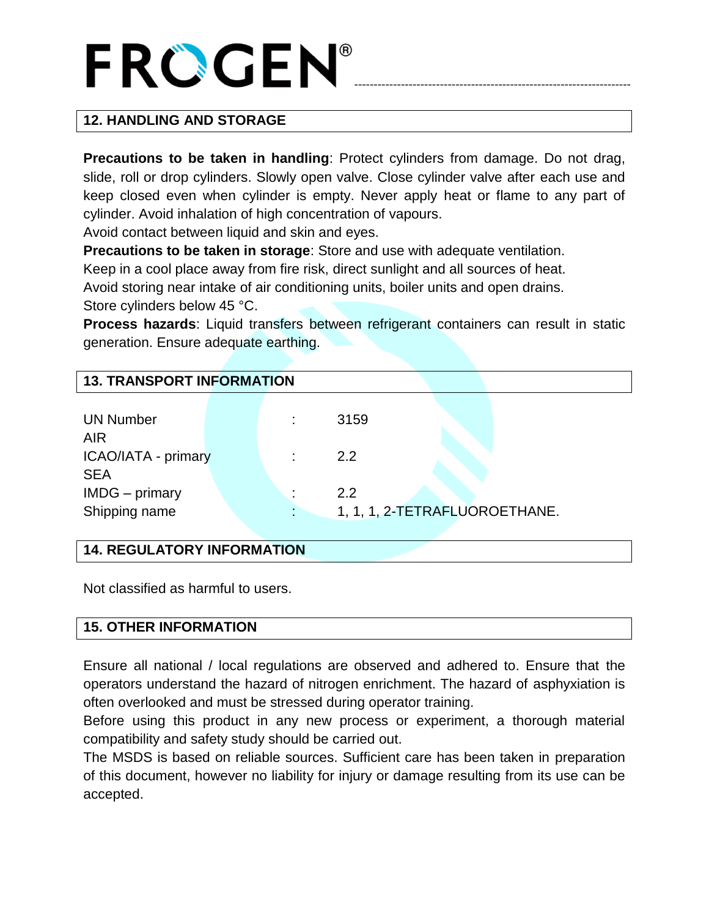## 12. HANDLING AND STORAGE

**Precautions to be taken in handling**: Protect cylinders from damage. Do not drag, slide, roll or drop cylinders. Slowly open valve. Close cylinder valve after each use and keep closed even when cylinder is empty. Never apply heat or flame to any part of cylinder. Avoid inhalation of high concentration of vapours.
Avoid contact between liquid and skin and eyes.
**Precautions to be taken in storage**: Store and use with adequate ventilation.
Keep in a cool place away from fire risk, direct sunlight and all sources of heat.
Avoid storing near intake of air conditioning units, boiler units and open drains.
Store cylinders below 45 °C.
**Process hazards**: Liquid transfers between refrigerant containers can result in static generation. Ensure adequate earthing.

## 13. TRANSPORT INFORMATION

| | | |
|---|---|---|
| UN Number | : | 3159 |
| AIR | | |
| ICAO/IATA - primary | : | 2.2 |
| SEA | | |
| IMDG – primary | : | 2.2 |
| Shipping name | : | 1, 1, 1, 2-TETRAFLUOROETHANE. |

## 14. REGULATORY INFORMATION

Not classified as harmful to users.

## 15. OTHER INFORMATION

Ensure all national / local regulations are observed and adhered to. Ensure that the operators understand the hazard of nitrogen enrichment. The hazard of asphyxiation is often overlooked and must be stressed during operator training.
Before using this product in any new process or experiment, a thorough material compatibility and safety study should be carried out.
The MSDS is based on reliable sources. Sufficient care has been taken in preparation of this document, however no liability for injury or damage resulting from its use can be accepted.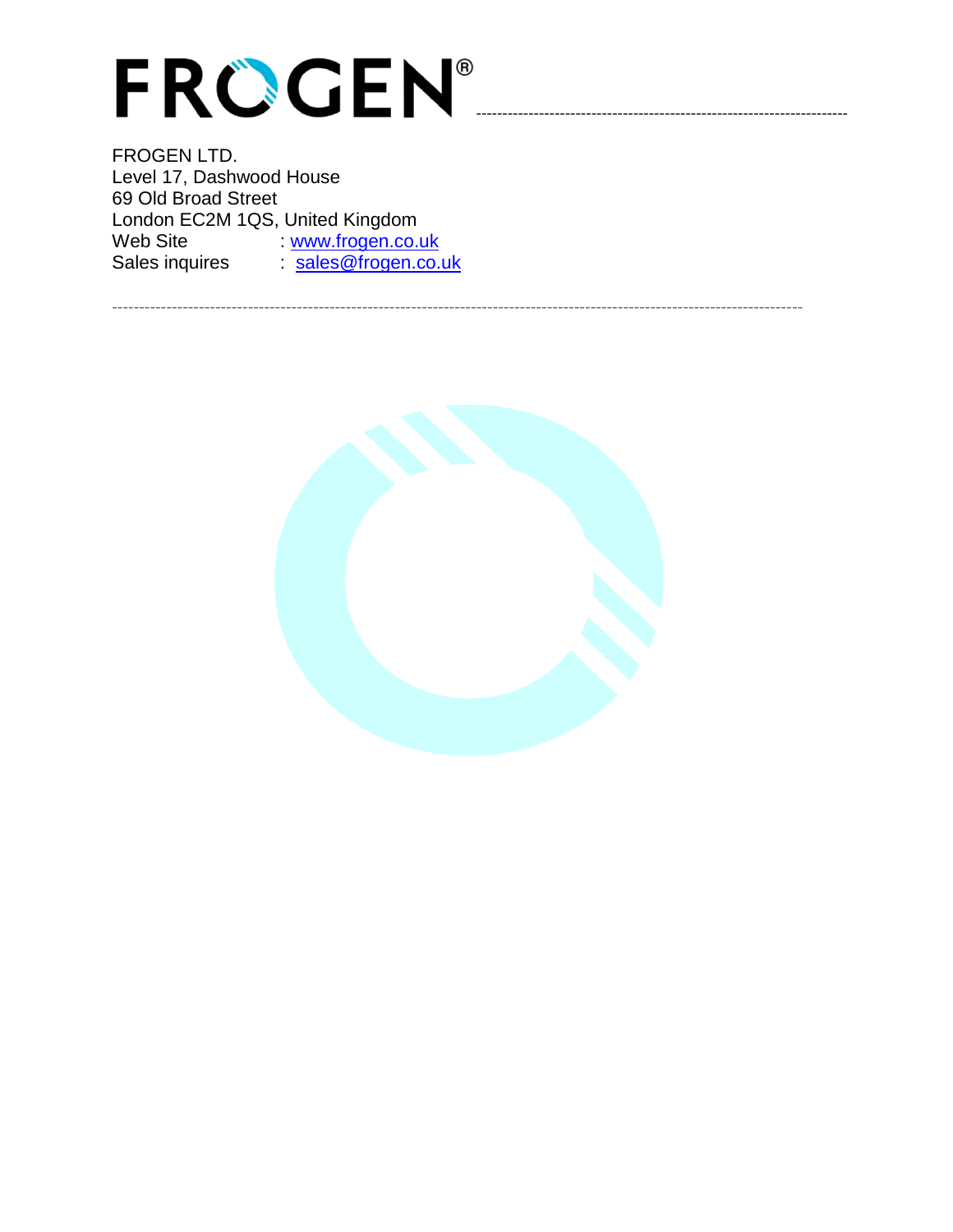FROGEN®

FROGEN LTD.
Level 17, Dashwood House
69 Old Broad Street
London EC2M 1QS, United Kingdom
Web Site : www.frogen.co.uk
Sales inquires : sales@frogen.co.uk